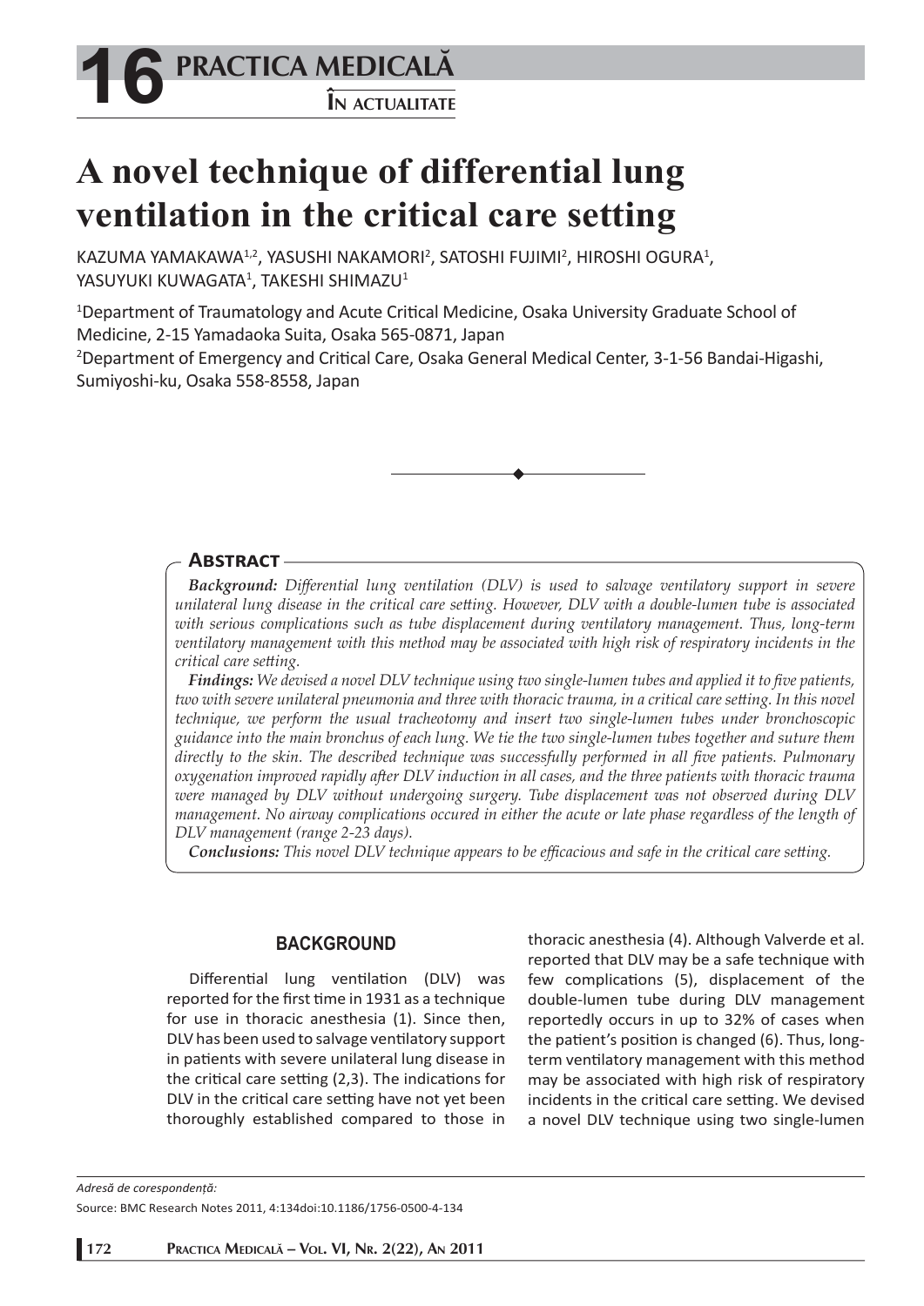# A novel technique of differential lung ventilation in the critical care setting

KAZUMA YAMAKAWA[1,2], YASUSHI NAKAMORI[2], SATOSHI FUJIMI[2], HIROSHI OGURA[1], YASUYUKI KUWAGATA[1], TAKESHI SHIMAZU[1]

[1]Department of Traumatology and Acute Critical Medicine, Osaka University Graduate School of Medicine, 2-15 Yamadaoka Suita, Osaka 565-0871, Japan

[2]Department of Emergency and Critical Care, Osaka General Medical Center, 3-1-56 Bandai-Higashi, Sumiyoshi-ku, Osaka 558-8558, Japan

## Abstract

***Background:*** *Differential lung ventilation (DLV) is used to salvage ventilatory support in severe unilateral lung disease in the critical care setting. However, DLV with a double-lumen tube is associated with serious complications such as tube displacement during ventilatory management. Thus, long-term ventilatory management with this method may be associated with high risk of respiratory incidents in the critical care setting.*

***Findings:*** *We devised a novel DLV technique using two single-lumen tubes and applied it to five patients, two with severe unilateral pneumonia and three with thoracic trauma, in a critical care setting. In this novel technique, we perform the usual tracheotomy and insert two single-lumen tubes under bronchoscopic guidance into the main bronchus of each lung. We tie the two single-lumen tubes together and suture them directly to the skin. The described technique was successfully performed in all five patients. Pulmonary oxygenation improved rapidly after DLV induction in all cases, and the three patients with thoracic trauma were managed by DLV without undergoing surgery. Tube displacement was not observed during DLV management. No airway complications occured in either the acute or late phase regardless of the length of DLV management (range 2-23 days).*

***Conclusions:*** *This novel DLV technique appears to be efficacious and safe in the critical care setting.*

## BACKGROUND

Differential lung ventilation (DLV) was reported for the first time in 1931 as a technique for use in thoracic anesthesia (1). Since then, DLV has been used to salvage ventilatory support in patients with severe unilateral lung disease in the critical care setting (2,3). The indications for DLV in the critical care setting have not yet been thoroughly established compared to those in thoracic anesthesia (4). Although Valverde et al. reported that DLV may be a safe technique with few complications (5), displacement of the double-lumen tube during DLV management reportedly occurs in up to 32% of cases when the patient's position is changed (6). Thus, long-term ventilatory management with this method may be associated with high risk of respiratory incidents in the critical care setting. We devised a novel DLV technique using two single-lumen

*Adresă de corespondență:*

Source: BMC Research Notes 2011, 4:134doi:10.1186/1756-0500-4-134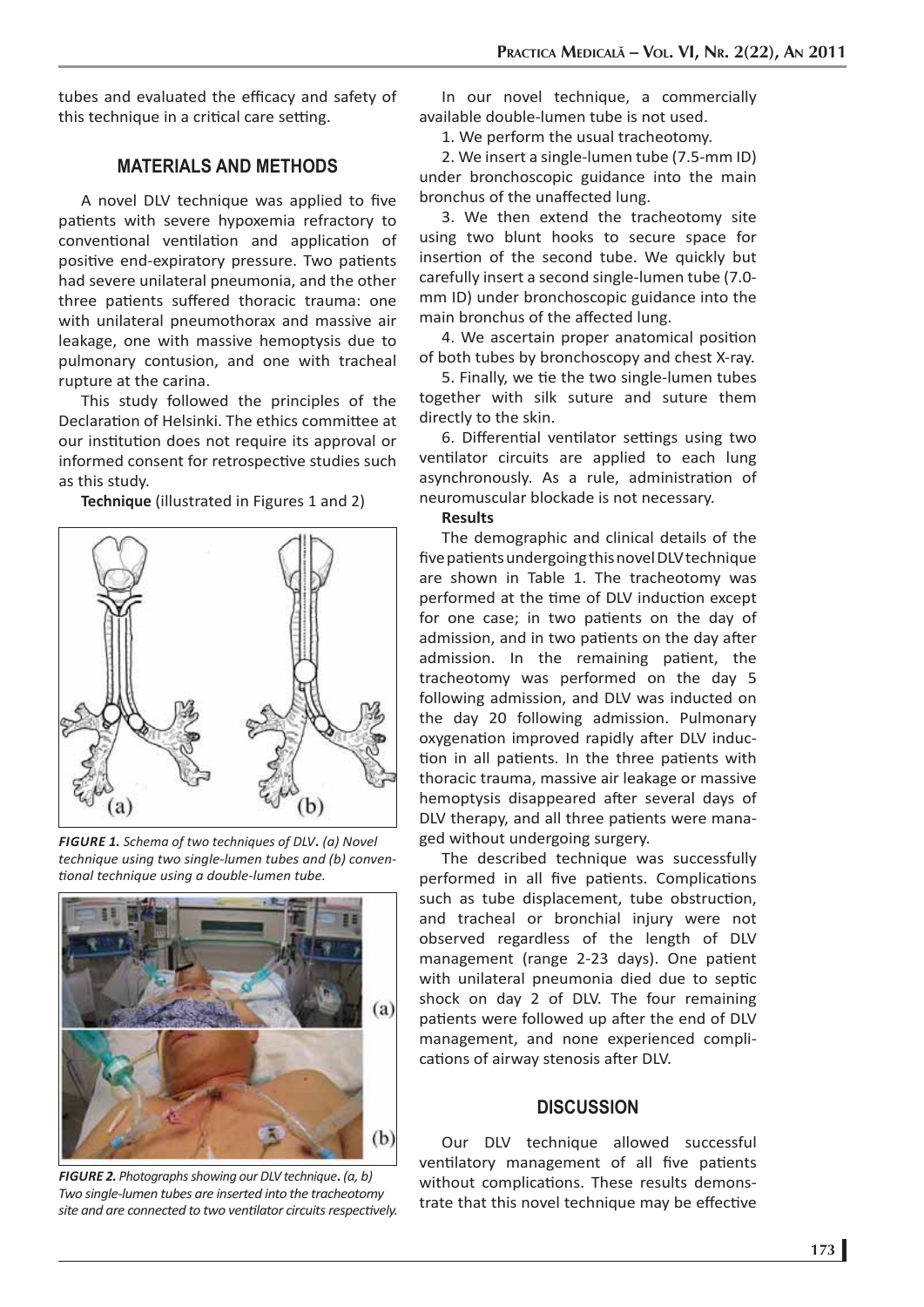tubes and evaluated the efficacy and safety of this technique in a critical care setting.

## MATERIALS AND METHODS

A novel DLV technique was applied to five patients with severe hypoxemia refractory to conventional ventilation and application of positive end-expiratory pressure. Two patients had severe unilateral pneumonia, and the other three patients suffered thoracic trauma: one with unilateral pneumothorax and massive air leakage, one with massive hemoptysis due to pulmonary contusion, and one with tracheal rupture at the carina.

This study followed the principles of the Declaration of Helsinki. The ethics committee at our institution does not require its approval or informed consent for retrospective studies such as this study.

**Technique** (illustrated in Figures 1 and 2)

*FIGURE 1. Schema of two techniques of DLV. (a) Novel technique using two single-lumen tubes and (b) conventional technique using a double-lumen tube.*

*FIGURE 2. Photographs showing our DLV technique. (a, b) Two single-lumen tubes are inserted into the tracheotomy site and are connected to two ventilator circuits respectively.*

In our novel technique, a commercially available double-lumen tube is not used.

1. We perform the usual tracheotomy.

2. We insert a single-lumen tube (7.5-mm ID) under bronchoscopic guidance into the main bronchus of the unaffected lung.

3. We then extend the tracheotomy site using two blunt hooks to secure space for insertion of the second tube. We quickly but carefully insert a second single-lumen tube (7.0-mm ID) under bronchoscopic guidance into the main bronchus of the affected lung.

4. We ascertain proper anatomical position of both tubes by bronchoscopy and chest X-ray.

5. Finally, we tie the two single-lumen tubes together with silk suture and suture them directly to the skin.

6. Differential ventilator settings using two ventilator circuits are applied to each lung asynchronously. As a rule, administration of neuromuscular blockade is not necessary.

**Results**

The demographic and clinical details of the five patients undergoing this novel DLV technique are shown in Table 1. The tracheotomy was performed at the time of DLV induction except for one case; in two patients on the day of admission, and in two patients on the day after admission. In the remaining patient, the tracheotomy was performed on the day 5 following admission, and DLV was inducted on the day 20 following admission. Pulmonary oxygenation improved rapidly after DLV induction in all patients. In the three patients with thoracic trauma, massive air leakage or massive hemoptysis disappeared after several days of DLV therapy, and all three patients were managed without undergoing surgery.

The described technique was successfully performed in all five patients. Complications such as tube displacement, tube obstruction, and tracheal or bronchial injury were not observed regardless of the length of DLV management (range 2-23 days). One patient with unilateral pneumonia died due to septic shock on day 2 of DLV. The four remaining patients were followed up after the end of DLV management, and none experienced complications of airway stenosis after DLV.

## DISCUSSION

Our DLV technique allowed successful ventilatory management of all five patients without complications. These results demonstrate that this novel technique may be effective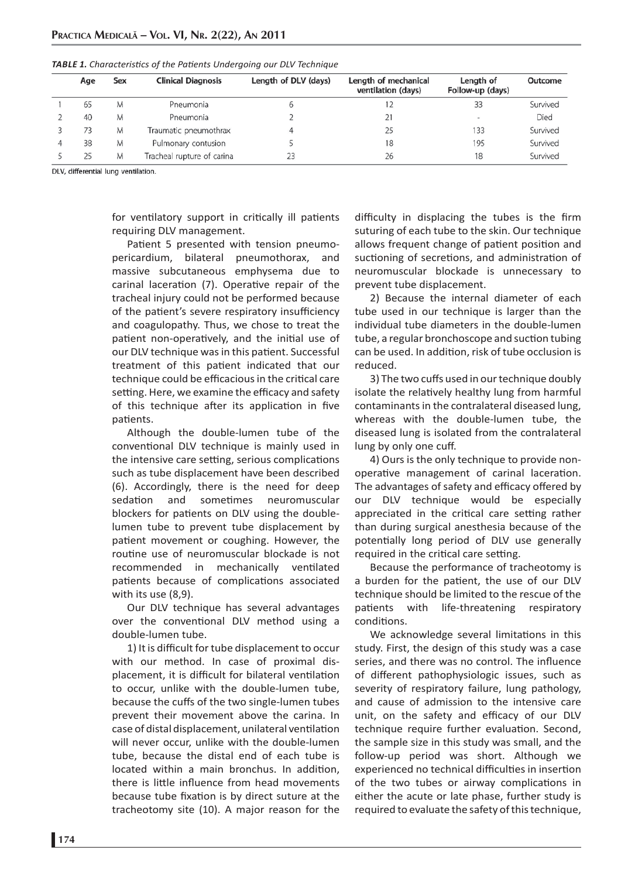*TABLE 1. Characteristics of the Patients Undergoing our DLV Technique*

| | Age | Sex | Clinical Diagnosis | Length of DLV (days) | Length of mechanical ventilation (days) | Length of Follow-up (days) | Outcome |
|---|---|---|---|---|---|---|---|
| 1 | 65 | M | Pneumonia | 6 | 12 | 33 | Survived |
| 2 | 40 | M | Pneumonia | 2 | 21 | - | Died |
| 3 | 73 | M | Traumatic pneumothrax | 4 | 25 | 133 | Survived |
| 4 | 38 | M | Pulmonary contusion | 5 | 18 | 195 | Survived |
| 5 | 25 | M | Tracheal rupture of carina | 23 | 26 | 18 | Survived |

DLV, differential lung ventilation.

for ventilatory support in critically ill patients requiring DLV management.

Patient 5 presented with tension pneumopericardium, bilateral pneumothorax, and massive subcutaneous emphysema due to carinal laceration (7). Operative repair of the tracheal injury could not be performed because of the patient's severe respiratory insufficiency and coagulopathy. Thus, we chose to treat the patient non-operatively, and the initial use of our DLV technique was in this patient. Successful treatment of this patient indicated that our technique could be efficacious in the critical care setting. Here, we examine the efficacy and safety of this technique after its application in five patients.

Although the double-lumen tube of the conventional DLV technique is mainly used in the intensive care setting, serious complications such as tube displacement have been described (6). Accordingly, there is the need for deep sedation and sometimes neuromuscular blockers for patients on DLV using the double-lumen tube to prevent tube displacement by patient movement or coughing. However, the routine use of neuromuscular blockade is not recommended in mechanically ventilated patients because of complications associated with its use (8,9).

Our DLV technique has several advantages over the conventional DLV method using a double-lumen tube.

1) It is difficult for tube displacement to occur with our method. In case of proximal displacement, it is difficult for bilateral ventilation to occur, unlike with the double-lumen tube, because the cuffs of the two single-lumen tubes prevent their movement above the carina. In case of distal displacement, unilateral ventilation will never occur, unlike with the double-lumen tube, because the distal end of each tube is located within a main bronchus. In addition, there is little influence from head movements because tube fixation is by direct suture at the tracheotomy site (10). A major reason for the difficulty in displacing the tubes is the firm suturing of each tube to the skin. Our technique allows frequent change of patient position and suctioning of secretions, and administration of neuromuscular blockade is unnecessary to prevent tube displacement.

2) Because the internal diameter of each tube used in our technique is larger than the individual tube diameters in the double-lumen tube, a regular bronchoscope and suction tubing can be used. In addition, risk of tube occlusion is reduced.

3) The two cuffs used in our technique doubly isolate the relatively healthy lung from harmful contaminants in the contralateral diseased lung, whereas with the double-lumen tube, the diseased lung is isolated from the contralateral lung by only one cuff.

4) Ours is the only technique to provide non-operative management of carinal laceration. The advantages of safety and efficacy offered by our DLV technique would be especially appreciated in the critical care setting rather than during surgical anesthesia because of the potentially long period of DLV use generally required in the critical care setting.

Because the performance of tracheotomy is a burden for the patient, the use of our DLV technique should be limited to the rescue of the patients with life-threatening respiratory conditions.

We acknowledge several limitations in this study. First, the design of this study was a case series, and there was no control. The influence of different pathophysiologic issues, such as severity of respiratory failure, lung pathology, and cause of admission to the intensive care unit, on the safety and efficacy of our DLV technique require further evaluation. Second, the sample size in this study was small, and the follow-up period was short. Although we experienced no technical difficulties in insertion of the two tubes or airway complications in either the acute or late phase, further study is required to evaluate the safety of this technique,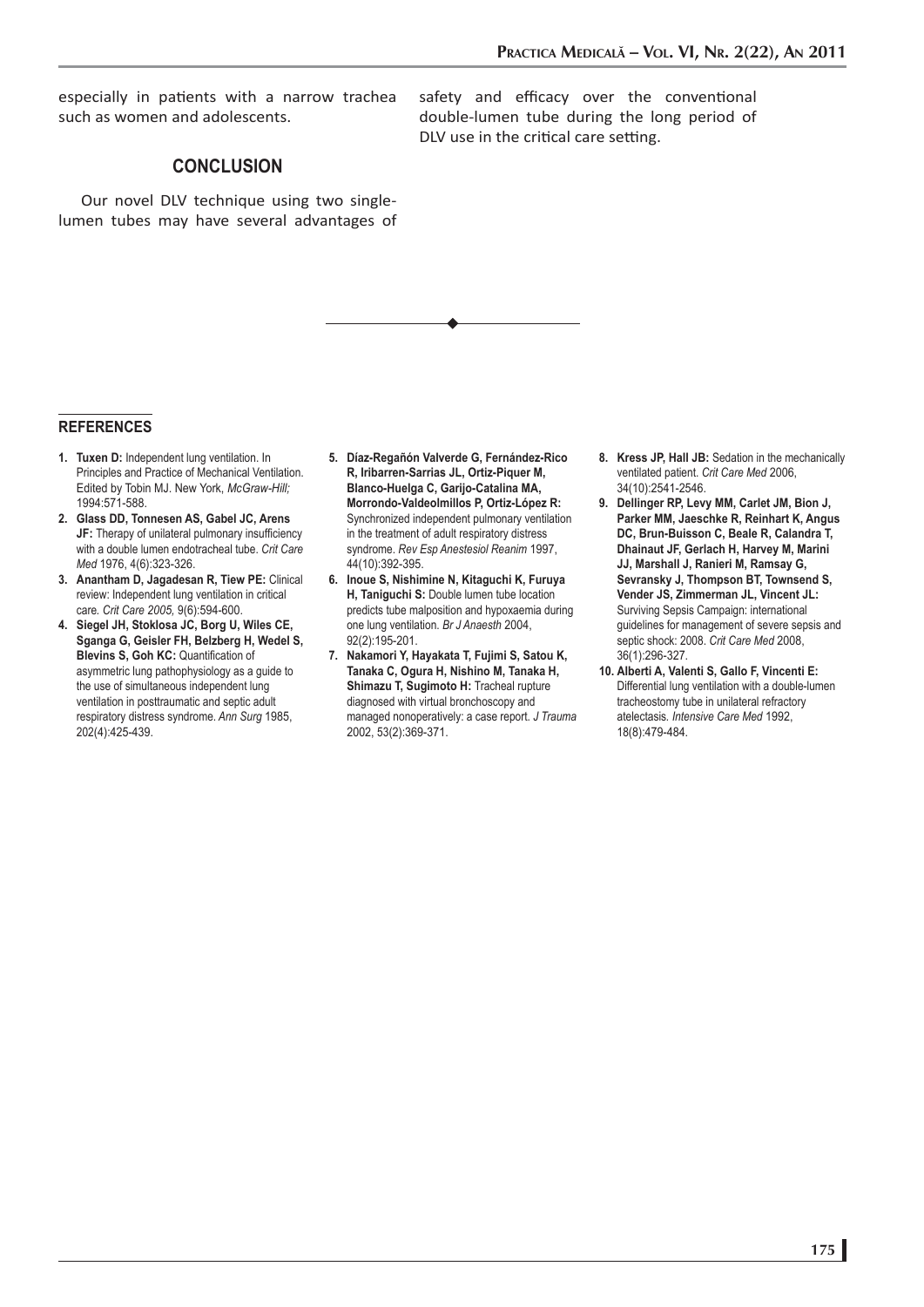especially in patients with a narrow trachea such as women and adolescents.

## CONCLUSION

Our novel DLV technique using two single-lumen tubes may have several advantages of safety and efficacy over the conventional double-lumen tube during the long period of DLV use in the critical care setting.

## REFERENCES

1. **Tuxen D:** Independent lung ventilation. In Principles and Practice of Mechanical Ventilation. Edited by Tobin MJ. New York, *McGraw-Hill;* 1994:571-588.
2. **Glass DD, Tonnesen AS, Gabel JC, Arens JF:** Therapy of unilateral pulmonary insufficiency with a double lumen endotracheal tube. *Crit Care Med* 1976, 4(6):323-326.
3. **Anantham D, Jagadesan R, Tiew PE:** Clinical review: Independent lung ventilation in critical care. *Crit Care 2005,* 9(6):594-600.
4. **Siegel JH, Stoklosa JC, Borg U, Wiles CE, Sganga G, Geisler FH, Belzberg H, Wedel S, Blevins S, Goh KC:** Quantification of asymmetric lung pathophysiology as a guide to the use of simultaneous independent lung ventilation in posttraumatic and septic adult respiratory distress syndrome. *Ann Surg* 1985, 202(4):425-439.
5. **Díaz-Regañón Valverde G, Fernández-Rico R, Iribarren-Sarrias JL, Ortiz-Piquer M, Blanco-Huelga C, Garijo-Catalina MA, Morrondo-Valdeolmillos P, Ortiz-López R:** Synchronized independent pulmonary ventilation in the treatment of adult respiratory distress syndrome. *Rev Esp Anestesiol Reanim* 1997, 44(10):392-395.
6. **Inoue S, Nishimine N, Kitaguchi K, Furuya H, Taniguchi S:** Double lumen tube location predicts tube malposition and hypoxaemia during one lung ventilation. *Br J Anaesth* 2004, 92(2):195-201.
7. **Nakamori Y, Hayakata T, Fujimi S, Satou K, Tanaka C, Ogura H, Nishino M, Tanaka H, Shimazu T, Sugimoto H:** Tracheal rupture diagnosed with virtual bronchoscopy and managed nonoperatively: a case report. *J Trauma* 2002, 53(2):369-371.
8. **Kress JP, Hall JB:** Sedation in the mechanically ventilated patient. *Crit Care Med* 2006, 34(10):2541-2546.
9. **Dellinger RP, Levy MM, Carlet JM, Bion J, Parker MM, Jaeschke R, Reinhart K, Angus DC, Brun-Buisson C, Beale R, Calandra T, Dhainaut JF, Gerlach H, Harvey M, Marini JJ, Marshall J, Ranieri M, Ramsay G, Sevransky J, Thompson BT, Townsend S, Vender JS, Zimmerman JL, Vincent JL:** Surviving Sepsis Campaign: international guidelines for management of severe sepsis and septic shock: 2008. *Crit Care Med* 2008, 36(1):296-327.
10. **Alberti A, Valenti S, Gallo F, Vincenti E:** Differential lung ventilation with a double-lumen tracheostomy tube in unilateral refractory atelectasis. *Intensive Care Med* 1992, 18(8):479-484.